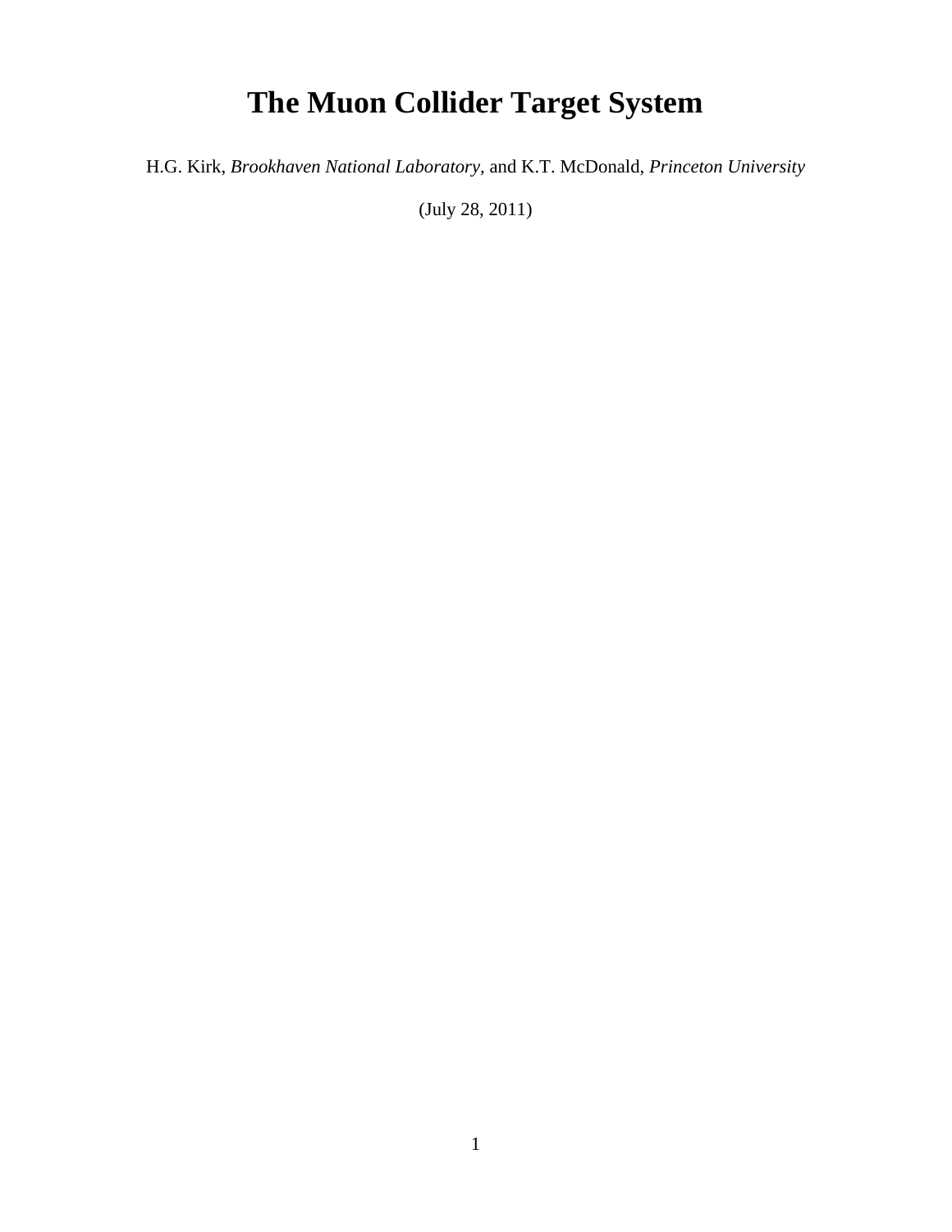# The Muon Collider Target System

H.G. Kirk, *Brookhaven National Laboratory,* and K.T. McDonald, *Princeton University*

(July 28, 2011)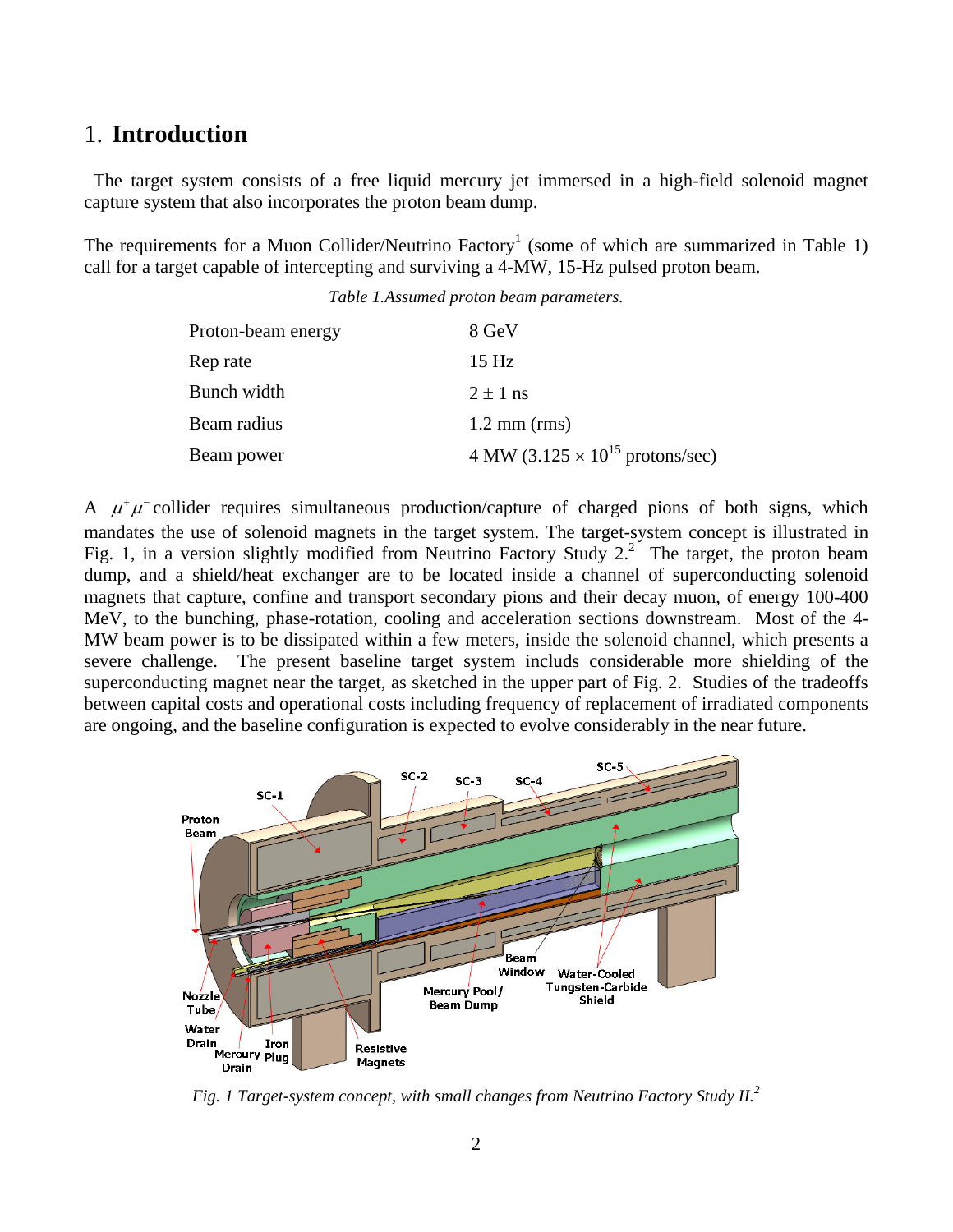# 1. Introduction

The target system consists of a free liquid mercury jet immersed in a high-field solenoid magnet capture system that also incorporates the proton beam dump.

The requirements for a Muon Collider/Neutrino Factory[1] (some of which are summarized in Table 1) call for a target capable of intercepting and surviving a 4-MW, 15-Hz pulsed proton beam.

*Table 1.Assumed proton beam parameters.*

| | |
|---|---|
| Proton-beam energy | 8 GeV |
| Rep rate | 15 Hz |
| Bunch width | $2 \pm 1$ ns |
| Beam radius | 1.2 mm (rms) |
| Beam power | 4 MW ($3.125 \times 10^{15}$ protons/sec) |

A $\mu^+\mu^-$ collider requires simultaneous production/capture of charged pions of both signs, which mandates the use of solenoid magnets in the target system. The target-system concept is illustrated in Fig. 1, in a version slightly modified from Neutrino Factory Study 2.[2] The target, the proton beam dump, and a shield/heat exchanger are to be located inside a channel of superconducting solenoid magnets that capture, confine and transport secondary pions and their decay muon, of energy 100-400 MeV, to the bunching, phase-rotation, cooling and acceleration sections downstream. Most of the 4-MW beam power is to be dissipated within a few meters, inside the solenoid channel, which presents a severe challenge. The present baseline target system includs considerable more shielding of the superconducting magnet near the target, as sketched in the upper part of Fig. 2. Studies of the tradeoffs between capital costs and operational costs including frequency of replacement of irradiated components are ongoing, and the baseline configuration is expected to evolve considerably in the near future.

*Fig. 1 Target-system concept, with small changes from Neutrino Factory Study II.[2]*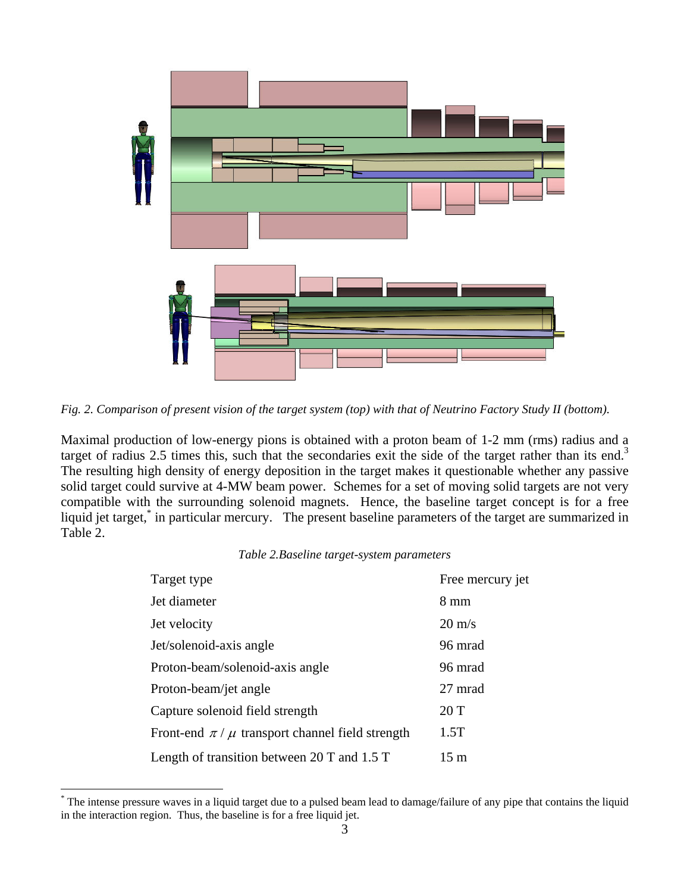*Fig. 2. Comparison of present vision of the target system (top) with that of Neutrino Factory Study II (bottom).*

Maximal production of low-energy pions is obtained with a proton beam of 1-2 mm (rms) radius and a target of radius 2.5 times this, such that the secondaries exit the side of the target rather than its end.[3] The resulting high density of energy deposition in the target makes it questionable whether any passive solid target could survive at 4-MW beam power. Schemes for a set of moving solid targets are not very compatible with the surrounding solenoid magnets. Hence, the baseline target concept is for a free liquid jet target,* in particular mercury. The present baseline parameters of the target are summarized in Table 2.

*Table 2.Baseline target-system parameters*

| | |
|---|---|
| Target type | Free mercury jet |
| Jet diameter | 8 mm |
| Jet velocity | 20 m/s |
| Jet/solenoid-axis angle | 96 mrad |
| Proton-beam/solenoid-axis angle | 96 mrad |
| Proton-beam/jet angle | 27 mrad |
| Capture solenoid field strength | 20 T |
| Front-end $\pi$ / $\mu$ transport channel field strength | 1.5T |
| Length of transition between 20 T and 1.5 T | 15 m |

* The intense pressure waves in a liquid target due to a pulsed beam lead to damage/failure of any pipe that contains the liquid in the interaction region. Thus, the baseline is for a free liquid jet.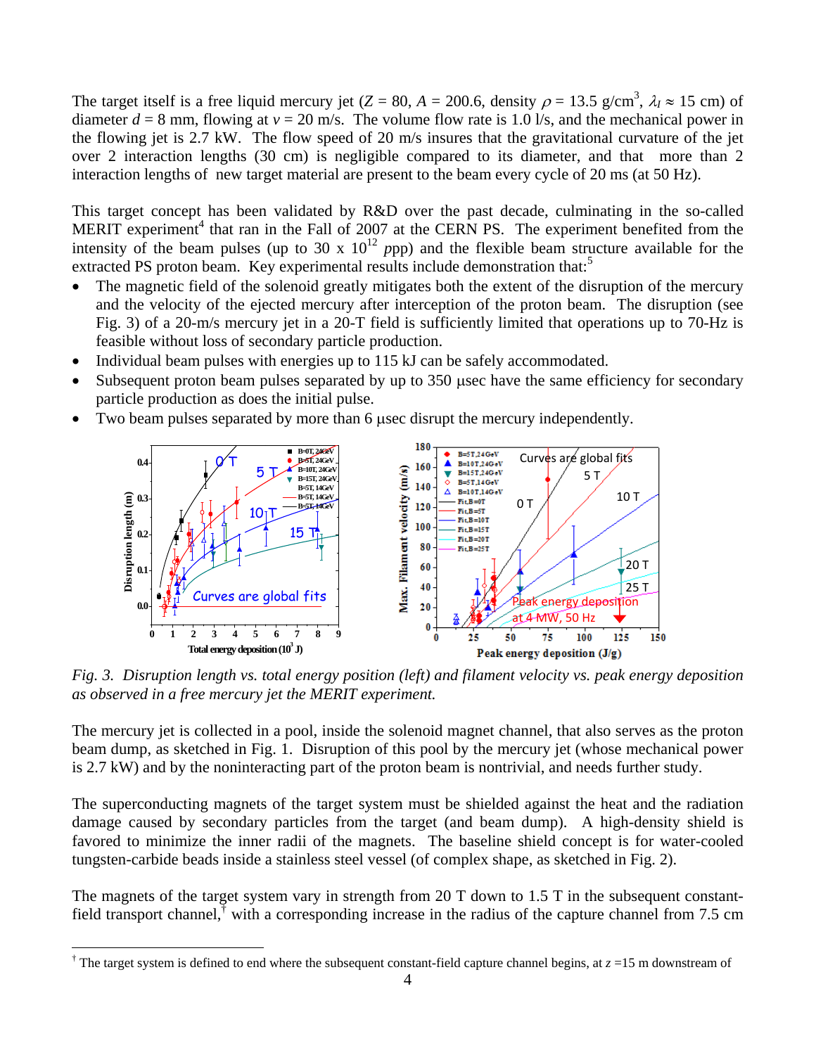The target itself is a free liquid mercury jet ($Z$ = 80, $A$ = 200.6, density $\rho$ = 13.5 g/cm$^3$, $\lambda_I \approx$ 15 cm) of diameter $d$ = 8 mm, flowing at $v$ = 20 m/s. The volume flow rate is 1.0 l/s, and the mechanical power in the flowing jet is 2.7 kW. The flow speed of 20 m/s insures that the gravitational curvature of the jet over 2 interaction lengths (30 cm) is negligible compared to its diameter, and that more than 2 interaction lengths of new target material are present to the beam every cycle of 20 ms (at 50 Hz).

This target concept has been validated by R&D over the past decade, culminating in the so-called MERIT experiment[4] that ran in the Fall of 2007 at the CERN PS. The experiment benefited from the intensity of the beam pulses (up to 30 x $10^{12}$ *ppp*) and the flexible beam structure available for the extracted PS proton beam. Key experimental results include demonstration that:[5]

- The magnetic field of the solenoid greatly mitigates both the extent of the disruption of the mercury and the velocity of the ejected mercury after interception of the proton beam. The disruption (see Fig. 3) of a 20-m/s mercury jet in a 20-T field is sufficiently limited that operations up to 70-Hz is feasible without loss of secondary particle production.
- Individual beam pulses with energies up to 115 kJ can be safely accommodated.
- Subsequent proton beam pulses separated by up to 350 μsec have the same efficiency for secondary particle production as does the initial pulse.
- Two beam pulses separated by more than 6 μsec disrupt the mercury independently.

*Fig. 3. Disruption length vs. total energy position (left) and filament velocity vs. peak energy deposition as observed in a free mercury jet the MERIT experiment.*

The mercury jet is collected in a pool, inside the solenoid magnet channel, that also serves as the proton beam dump, as sketched in Fig. 1. Disruption of this pool by the mercury jet (whose mechanical power is 2.7 kW) and by the noninteracting part of the proton beam is nontrivial, and needs further study.

The superconducting magnets of the target system must be shielded against the heat and the radiation damage caused by secondary particles from the target (and beam dump). A high-density shield is favored to minimize the inner radii of the magnets. The baseline shield concept is for water-cooled tungsten-carbide beads inside a stainless steel vessel (of complex shape, as sketched in Fig. 2).

The magnets of the target system vary in strength from 20 T down to 1.5 T in the subsequent constant-field transport channel,[†] with a corresponding increase in the radius of the capture channel from 7.5 cm

[†] The target system is defined to end where the subsequent constant-field capture channel begins, at $z$ =15 m downstream of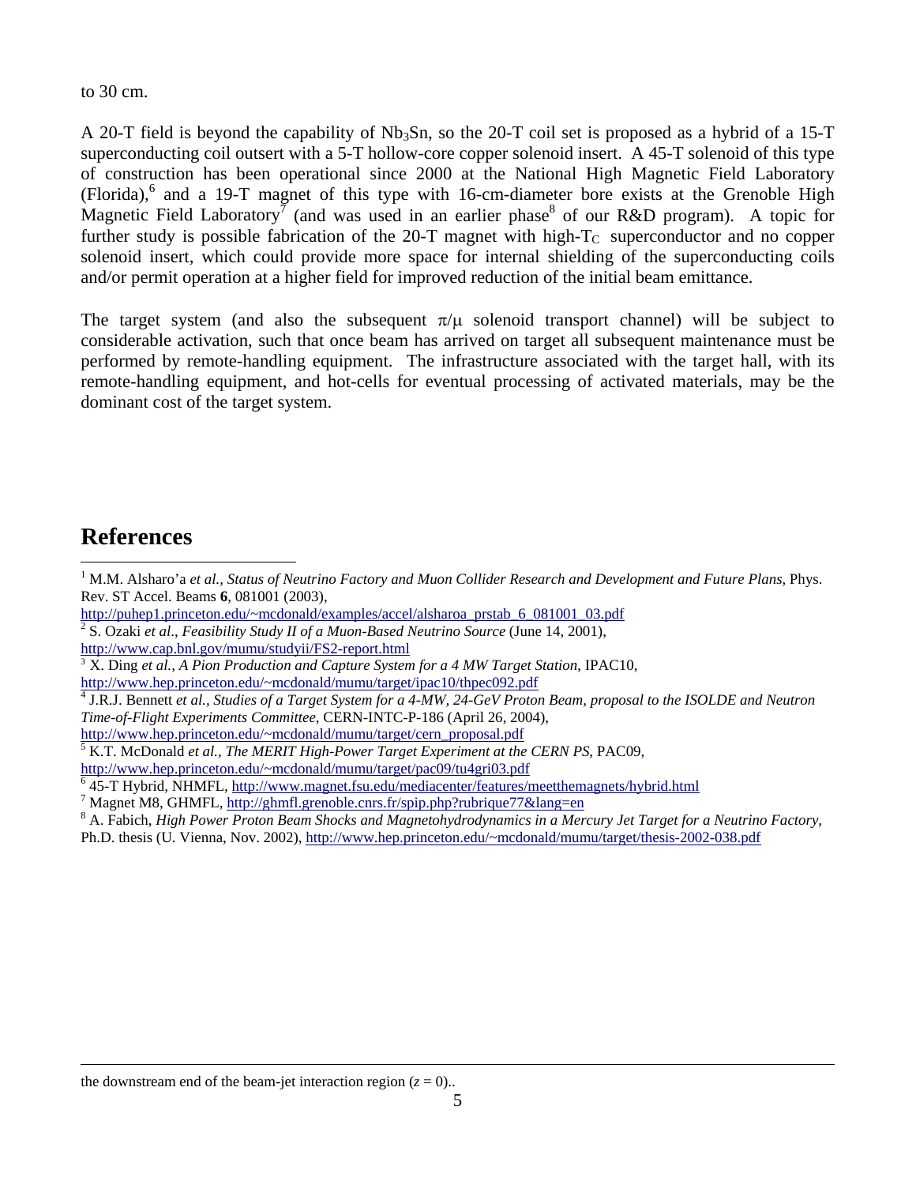to 30 cm.

A 20-T field is beyond the capability of $Nb_3Sn$, so the 20-T coil set is proposed as a hybrid of a 15-T superconducting coil outsert with a 5-T hollow-core copper solenoid insert. A 45-T solenoid of this type of construction has been operational since 2000 at the National High Magnetic Field Laboratory (Florida),[6] and a 19-T magnet of this type with 16-cm-diameter bore exists at the Grenoble High Magnetic Field Laboratory[7] (and was used in an earlier phase[8] of our R&D program). A topic for further study is possible fabrication of the 20-T magnet with high-$T_C$ superconductor and no copper solenoid insert, which could provide more space for internal shielding of the superconducting coils and/or permit operation at a higher field for improved reduction of the initial beam emittance.

The target system (and also the subsequent $\pi/\mu$ solenoid transport channel) will be subject to considerable activation, such that once beam has arrived on target all subsequent maintenance must be performed by remote-handling equipment. The infrastructure associated with the target hall, with its remote-handling equipment, and hot-cells for eventual processing of activated materials, may be the dominant cost of the target system.

# References

[1] M.M. Alsharo'a *et al., Status of Neutrino Factory and Muon Collider Research and Development and Future Plans*, Phys. Rev. ST Accel. Beams **6**, 081001 (2003), http://puhep1.princeton.edu/~mcdonald/examples/accel/alsharoa_prstab_6_081001_03.pdf

[2] S. Ozaki *et al*., *Feasibility Study II of a Muon-Based Neutrino Source* (June 14, 2001), http://www.cap.bnl.gov/mumu/studyii/FS2-report.html

[3] X. Ding *et al., A Pion Production and Capture System for a 4 MW Target Station*, IPAC10, http://www.hep.princeton.edu/~mcdonald/mumu/target/ipac10/thpec092.pdf

[4] J.R.J. Bennett *et al., Studies of a Target System for a 4-MW, 24-GeV Proton Beam, proposal to the ISOLDE and Neutron Time-of-Flight Experiments Committee*, CERN-INTC-P-186 (April 26, 2004), http://www.hep.princeton.edu/~mcdonald/mumu/target/cern_proposal.pdf

[5] K.T. McDonald *et al., The MERIT High-Power Target Experiment at the CERN PS*, PAC09, http://www.hep.princeton.edu/~mcdonald/mumu/target/pac09/tu4gri03.pdf

[6] 45-T Hybrid, NHMFL, http://www.magnet.fsu.edu/mediacenter/features/meetthemagnets/hybrid.html

[7] Magnet M8, GHMFL, http://ghmfl.grenoble.cnrs.fr/spip.php?rubrique77&lang=en

[8] A. Fabich, *High Power Proton Beam Shocks and Magnetohydrodynamics in a Mercury Jet Target for a Neutrino Factory*, Ph.D. thesis (U. Vienna, Nov. 2002), http://www.hep.princeton.edu/~mcdonald/mumu/target/thesis-2002-038.pdf

the downstream end of the beam-jet interaction region ($z$ = 0)..